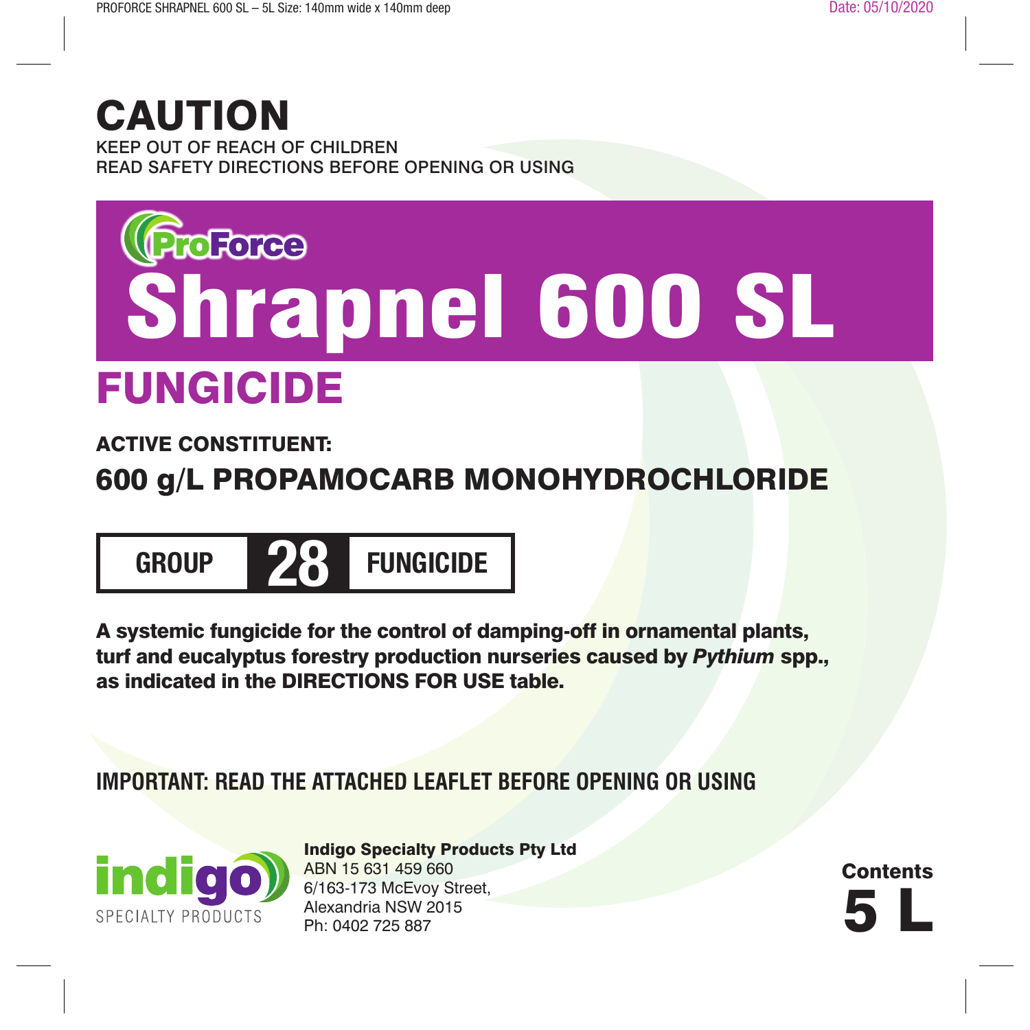# CAUTION

KEEP OUT OF REACH OF CHILDREN

READ SAFETY DIRECTIONS BEFORE OPENING OR USING

ProForce

# Shrapnel 600 SL

## FUNGICIDE

**ACTIVE CONSTITUENT:**

**600 g/L PROPAMOCARB MONOHYDROCHLORIDE**

**GROUP 28 FUNGICIDE**

**A systemic fungicide for the control of damping-off in ornamental plants, turf and eucalyptus forestry production nurseries caused by *Pythium* spp., as indicated in the DIRECTIONS FOR USE table.**

**IMPORTANT: READ THE ATTACHED LEAFLET BEFORE OPENING OR USING**

indigo SPECIALTY PRODUCTS

**Indigo Specialty Products Pty Ltd**
ABN 15 631 459 660
6/163-173 McEvoy Street,
Alexandria NSW 2015
Ph: 0402 725 887

**Contents 5 L**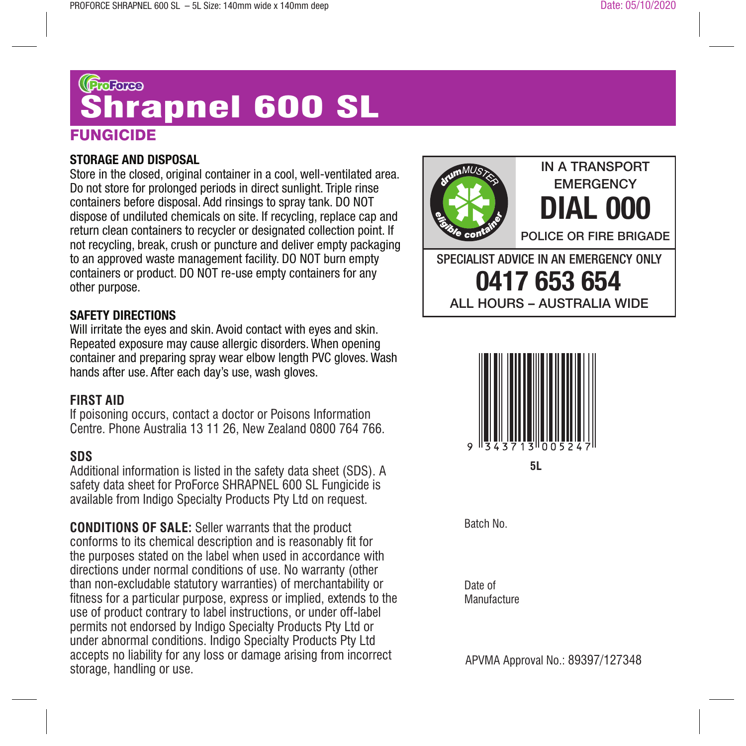ProForce

# Shrapnel 600 SL

## FUNGICIDE

### STORAGE AND DISPOSAL

Store in the closed, original container in a cool, well-ventilated area. Do not store for prolonged periods in direct sunlight. Triple rinse containers before disposal. Add rinsings to spray tank. DO NOT dispose of undiluted chemicals on site. If recycling, replace cap and return clean containers to recycler or designated collection point. If not recycling, break, crush or puncture and deliver empty packaging to an approved waste management facility. DO NOT burn empty containers or product. DO NOT re-use empty containers for any other purpose.

### SAFETY DIRECTIONS

Will irritate the eyes and skin. Avoid contact with eyes and skin. Repeated exposure may cause allergic disorders. When opening container and preparing spray wear elbow length PVC gloves. Wash hands after use. After each day's use, wash gloves.

### FIRST AID

If poisoning occurs, contact a doctor or Poisons Information Centre. Phone Australia 13 11 26, New Zealand 0800 764 766.

### SDS

Additional information is listed in the safety data sheet (SDS). A safety data sheet for ProForce SHRAPNEL 600 SL Fungicide is available from Indigo Specialty Products Pty Ltd on request.

**CONDITIONS OF SALE:** Seller warrants that the product conforms to its chemical description and is reasonably fit for the purposes stated on the label when used in accordance with directions under normal conditions of use. No warranty (other than non-excludable statutory warranties) of merchantability or fitness for a particular purpose, express or implied, extends to the use of product contrary to label instructions, or under off-label permits not endorsed by Indigo Specialty Products Pty Ltd or under abnormal conditions. Indigo Specialty Products Pty Ltd accepts no liability for any loss or damage arising from incorrect storage, handling or use.

drumMUSTER eligible container

IN A TRANSPORT EMERGENCY
**DIAL 000**
POLICE OR FIRE BRIGADE

SPECIALIST ADVICE IN AN EMERGENCY ONLY
**0417 653 654**
ALL HOURS – AUSTRALIA WIDE

9 343713 005247

**5L**

Batch No.

Date of Manufacture

APVMA Approval No.: 89397/127348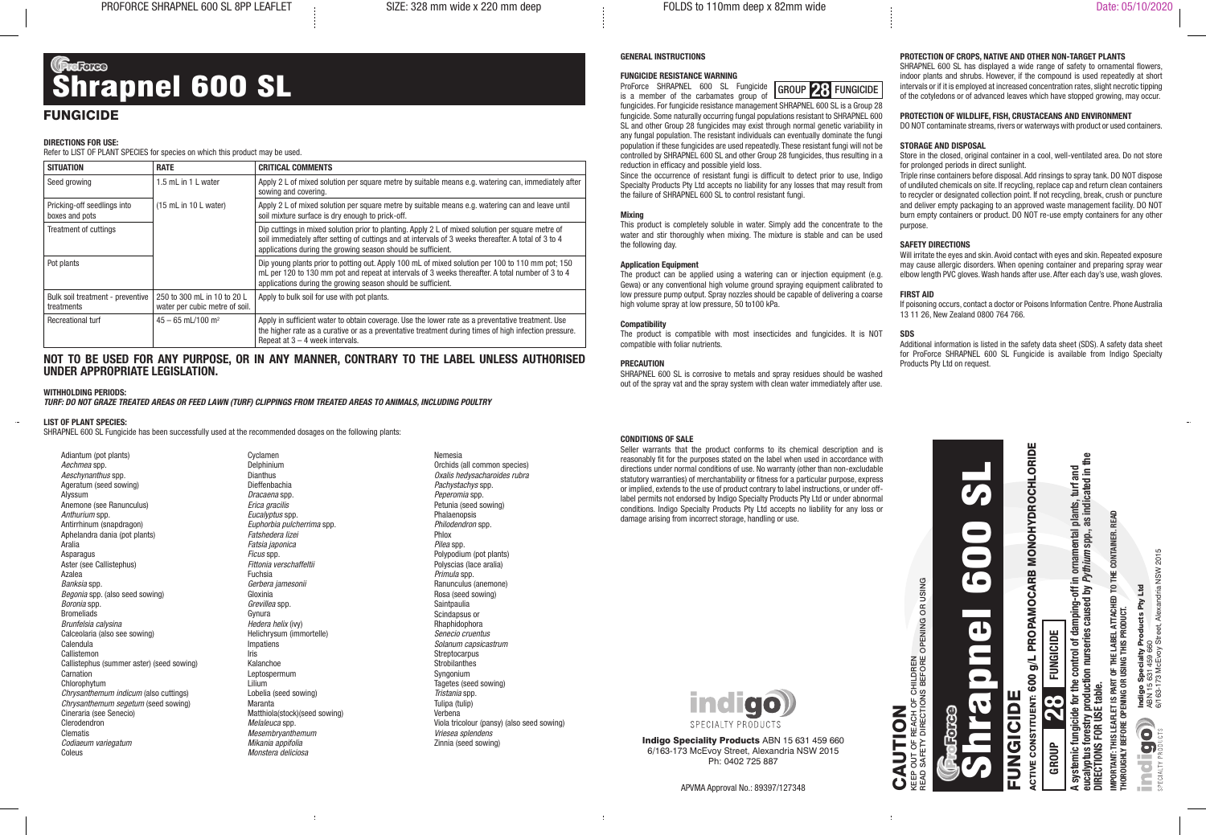# Shrapnel 600 SL

## FUNGICIDE

### DIRECTIONS FOR USE:

Refer to LIST OF PLANT SPECIES for species on which this product may be used.

| SITUATION | RATE | CRITICAL COMMENTS |
|---|---|---|
| Seed growing | 1.5 mL in 1 L water | Apply 2 L of mixed solution per square metre by suitable means e.g. watering can, immediately after sowing and covering. |
| Pricking-off seedlings into boxes and pots | (15 mL in 10 L water) | Apply 2 L of mixed solution per square metre by suitable means e.g. watering can and leave until soil mixture surface is dry enough to prick-off. |
| Treatment of cuttings | | Dip cuttings in mixed solution prior to planting. Apply 2 L of mixed solution per square metre of soil immediately after setting of cuttings and at intervals of 3 weeks thereafter. A total of 3 to 4 applications during the growing season should be sufficient. |
| Pot plants | | Dip young plants prior to potting out. Apply 100 mL of mixed solution per 100 to 110 mm pot; 150 mL per 120 to 130 mm pot and repeat at intervals of 3 weeks thereafter. A total number of 3 to 4 applications during the growing season should be sufficient. |
| Bulk soil treatment - preventive treatments | 250 to 300 mL in 10 to 20 L water per cubic metre of soil. | Apply to bulk soil for use with pot plants. |
| Recreational turf | 45 – 65 mL/100 m² | Apply in sufficient water to obtain coverage. Use the lower rate as a preventative treatment. Use the higher rate as a curative or as a preventative treatment during times of high infection pressure. Repeat at 3 – 4 week intervals. |

**NOT TO BE USED FOR ANY PURPOSE, OR IN ANY MANNER, CONTRARY TO THE LABEL UNLESS AUTHORISED UNDER APPROPRIATE LEGISLATION.**

### WITHHOLDING PERIODS:

***TURF: DO NOT GRAZE TREATED AREAS OR FEED LAWN (TURF) CLIPPINGS FROM TREATED AREAS TO ANIMALS, INCLUDING POULTRY***

### LIST OF PLANT SPECIES:

SHRAPNEL 600 SL Fungicide has been successfully used at the recommended dosages on the following plants:

Adiantum (pot plants)
*Aechmea* spp.
*Aeschynanthus* spp.
Ageratum (seed sowing)
Alyssum
Anemone (see Ranunculus)
*Anthurium* spp.
Antirrhinum (snapdragon)
Aphelandra dania (pot plants)
Aralia
Asparagus
Aster (see Callistephus)
Azalea
*Banksia* spp.
*Begonia* spp. (also seed sowing)
*Boronia* spp.
Bromeliads
*Brunfelsia calysina*
Calceolaria (also see sowing)
Calendula
Callistemon
Callistephus (summer aster) (seed sowing)
Carnation
Chlorophytum
*Chrysanthemum indicum* (also cuttings)
*Chrysanthemum segetum* (seed sowing)
Cineraria (see Senecio)
Clerodendron
Clematis
*Codiaeum variegatum*
Coleus
Cyclamen
Delphinium
Dianthus
Dieffenbachia
*Dracaena* spp.
*Erica gracilis*
*Eucalyptus* spp.
*Euphorbia pulcherrima* spp.
*Fatshedera lizei*
*Fatsia japonica*
*Ficus* spp.
*Fittonia verschaffeltii*
Fuchsia
*Gerbera jamesonii*
Gloxinia
*Grevillea* spp.
Gynura
*Hedera helix* (ivy)
Helichrysum (immortelle)
Impatiens
Iris
Kalanchoe
Leptospermum
Lilium
Lobelia (seed sowing)
Maranta
Matthiola(stock)(seed sowing)
*Melaleuca* spp.
*Mesembryanthemum*
*Mikania appifolia*
*Monstera deliciosa*
Nemesia
Orchids (all common species)
*Oxalis hedysacharoides rubra*
*Pachystachys* spp.
*Peperomia* spp.
Petunia (seed sowing)
Phalaenopsis
*Philodendron* spp.
Phlox
*Pilea* spp.
Polypodium (pot plants)
Polyscias (lace aralia)
*Primula* spp.
Ranunculus (anemone)
Rosa (seed sowing)
Saintpaulia
Scindapsus or
Rhaphidophora
*Senecio cruentus*
*Solanum capsicastrum*
Streptocarpus
Strobilanthes
Syngonium
Tagetes (seed sowing)
*Tristania* spp.
Tulipa (tulip)
Verbena
Viola tricolour (pansy) (also seed sowing)
*Vriesea splendens*
Zinnia (seed sowing)

### GENERAL INSTRUCTIONS

#### FUNGICIDE RESISTANCE WARNING

GROUP **28** FUNGICIDE

ProForce SHRAPNEL 600 SL Fungicide is a member of the carbamates group of fungicides. For fungicide resistance management SHRAPNEL 600 SL is a Group 28 fungicide. Some naturally occurring fungal populations resistant to SHRAPNEL 600 SL and other Group 28 fungicides may exist through normal genetic variability in any fungal population. The resistant individuals can eventually dominate the fungi population if these fungicides are used repeatedly. These resistant fungi will not be controlled by SHRAPNEL 600 SL and other Group 28 fungicides, thus resulting in a reduction in efficacy and possible yield loss.

Since the occurrence of resistant fungi is difficult to detect prior to use, Indigo Specialty Products Pty Ltd accepts no liability for any losses that may result from the failure of SHRAPNEL 600 SL to control resistant fungi.

#### Mixing

This product is completely soluble in water. Simply add the concentrate to the water and stir thoroughly when mixing. The mixture is stable and can be used the following day.

#### Application Equipment

The product can be applied using a watering can or injection equipment (e.g. Gewa) or any conventional high volume ground spraying equipment calibrated to low pressure pump output. Spray nozzles should be capable of delivering a coarse high volume spray at low pressure, 50 to100 kPa.

#### Compatibility

The product is compatible with most insecticides and fungicides. It is NOT compatible with foliar nutrients.

#### PRECAUTION

SHRAPNEL 600 SL is corrosive to metals and spray residues should be washed out of the spray vat and the spray system with clean water immediately after use.

### PROTECTION OF CROPS, NATIVE AND OTHER NON-TARGET PLANTS

SHRAPNEL 600 SL has displayed a wide range of safety to ornamental flowers, indoor plants and shrubs. However, if the compound is used repeatedly at short intervals or if it is employed at increased concentration rates, slight necrotic tipping of the cotyledons or of advanced leaves which have stopped growing, may occur.

### PROTECTION OF WILDLIFE, FISH, CRUSTACEANS AND ENVIRONMENT

DO NOT contaminate streams, rivers or waterways with product or used containers.

### STORAGE AND DISPOSAL

Store in the closed, original container in a cool, well-ventilated area. Do not store for prolonged periods in direct sunlight.

Triple rinse containers before disposal. Add rinsings to spray tank. DO NOT dispose of undiluted chemicals on site. If recycling, replace cap and return clean containers to recycler or designated collection point. If not recycling, break, crush or puncture and deliver empty packaging to an approved waste management facility. DO NOT burn empty containers or product. DO NOT re-use empty containers for any other purpose.

### SAFETY DIRECTIONS

Will irritate the eyes and skin. Avoid contact with eyes and skin. Repeated exposure may cause allergic disorders. When opening container and preparing spray wear elbow length PVC gloves. Wash hands after use. After each day's use, wash gloves.

### FIRST AID

If poisoning occurs, contact a doctor or Poisons Information Centre. Phone Australia 13 11 26, New Zealand 0800 764 766.

### SDS

Additional information is listed in the safety data sheet (SDS). A safety data sheet for ProForce SHRAPNEL 600 SL Fungicide is available from Indigo Specialty Products Pty Ltd on request.

### CONDITIONS OF SALE

Seller warrants that the product conforms to its chemical description and is reasonably fit for the purposes stated on the label when used in accordance with directions under normal conditions of use. No warranty (other than non-excludable statutory warranties) of merchantability or fitness for a particular purpose, express or implied, extends to the use of product contrary to label instructions, or under off-label permits not endorsed by Indigo Specialty Products Pty Ltd or under abnormal conditions. Indigo Specialty Products Pty Ltd accepts no liability for any loss or damage arising from incorrect storage, handling or use.

indigo SPECIALTY PRODUCTS

**Indigo Speciality Products** ABN 15 631 459 660
6/163-173 McEvoy Street, Alexandria NSW 2015
Ph: 0402 725 887

APVMA Approval No.: 89397/127348

## CAUTION

KEEP OUT OF REACH OF CHILDREN
READ SAFETY DIRECTIONS BEFORE OPENING OR USING

# Shrapnel 600 SL

## FUNGICIDE

**ACTIVE CONSTITUENT: 600 g/L PROPAMOCARB MONOHYDROCHLORIDE**

GROUP **28** FUNGICIDE

**A systemic fungicide for the control of damping-off in ornamental plants, turf and eucalyptus forestry production nurseries caused by *Pythium* spp., as indicated in the DIRECTIONS FOR USE table.**

**IMPORTANT: THIS LEAFLET IS PART OF THE LABEL ATTACHED TO THE CONTAINER. READ THOROUGHLY BEFORE OPENING OR USING THIS PRODUCT.**

**Indigo Specialty Products Pty Ltd**
ABN 15 631 459 660
6/163-173 McEvoy Street, Alexandria NSW 2015